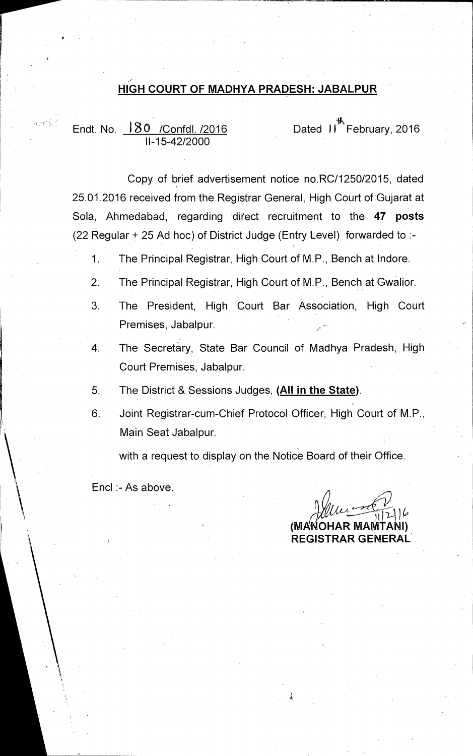## HIGH COURT OF MADHYA PRADESH: JABALPUR

Endt. No. 180 /Confdl. /2016
II-15-42/2000

Dated 11th February, 2016

Copy of brief advertisement notice no.RC/1250/2015, dated 25.01.2016 received from the Registrar General, High Court of Gujarat at Sola, Ahmedabad, regarding direct recruitment to the **47 posts** (22 Regular + 25 Ad hoc) of District Judge (Entry Level) forwarded to :-

1. The Principal Registrar, High Court of M.P., Bench at Indore.
2. The Principal Registrar, High Court of M.P., Bench at Gwalior.
3. The President, High Court Bar Association, High Court Premises, Jabalpur.
4. The Secretary, State Bar Council of Madhya Pradesh, High Court Premises, Jabalpur.
5. The District & Sessions Judges, **(All in the State)**.
6. Joint Registrar-cum-Chief Protocol Officer, High Court of M.P., Main Seat Jabalpur.

with a request to display on the Notice Board of their Office.

Encl :- As above.

11/2/16

**(MANOHAR MAMTANI)**
**REGISTRAR GENERAL**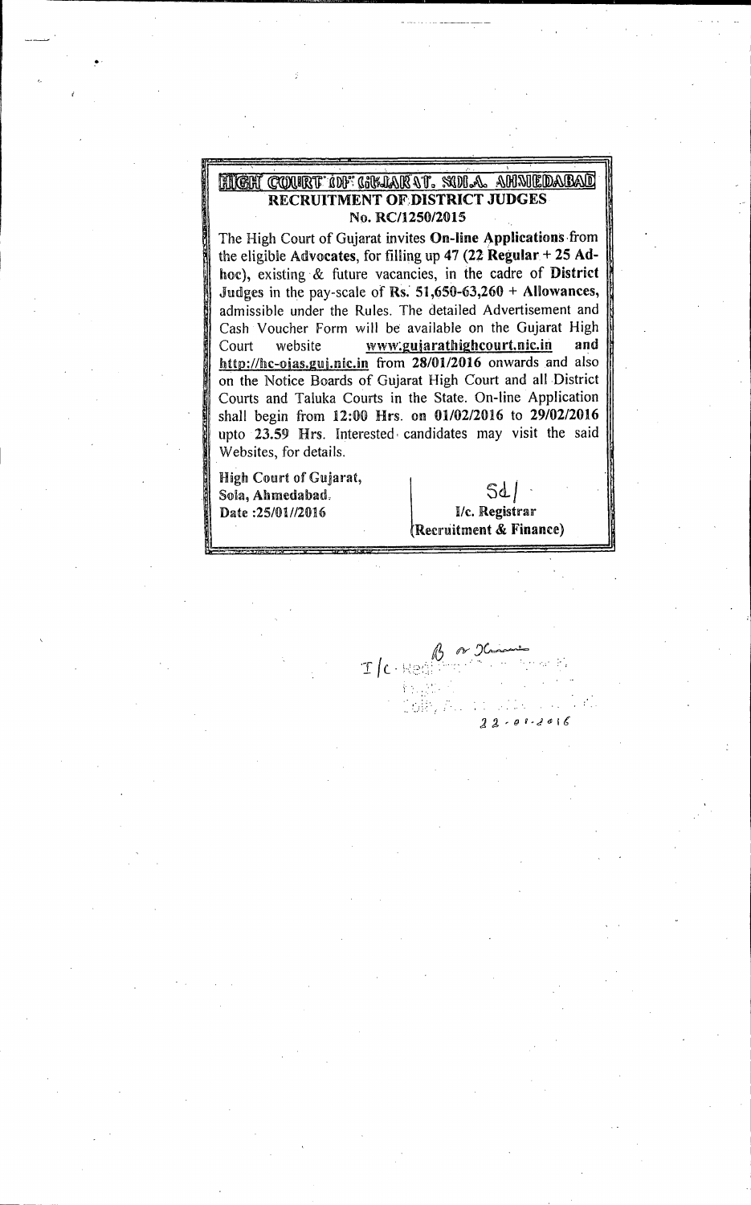# HIGH COURT OF GUJARAT, SOLA, AHMEDABAD

## RECRUITMENT OF DISTRICT JUDGES

**No. RC/1250/2015**

The High Court of Gujarat invites **On-line Applications** from the eligible **Advocates**, for filling up **47 (22 Regular + 25 Ad-hoc)**, existing & future vacancies, in the cadre of **District Judges** in the pay-scale of **Rs. 51,650-63,260 + Allowances,** admissible under the Rules. The detailed Advertisement and Cash Voucher Form will be available on the Gujarat High Court website **www.gujarathighcourt.nic.in** and **http://hc-ojas.guj.nic.in** from **28/01/2016** onwards and also on the Notice Boards of Gujarat High Court and all District Courts and Taluka Courts in the State. On-line Application shall begin from **12:00 Hrs. on 01/02/2016** to **29/02/2016** upto **23.59 Hrs**. Interested candidates may visit the said Websites, for details.

**High Court of Gujarat,**
**Sola, Ahmedabad.**
**Date :25/01//2016**

Sd/
**I/c. Registrar**
**(Recruitment & Finance)**

I/c. Registrar
22-01-2016